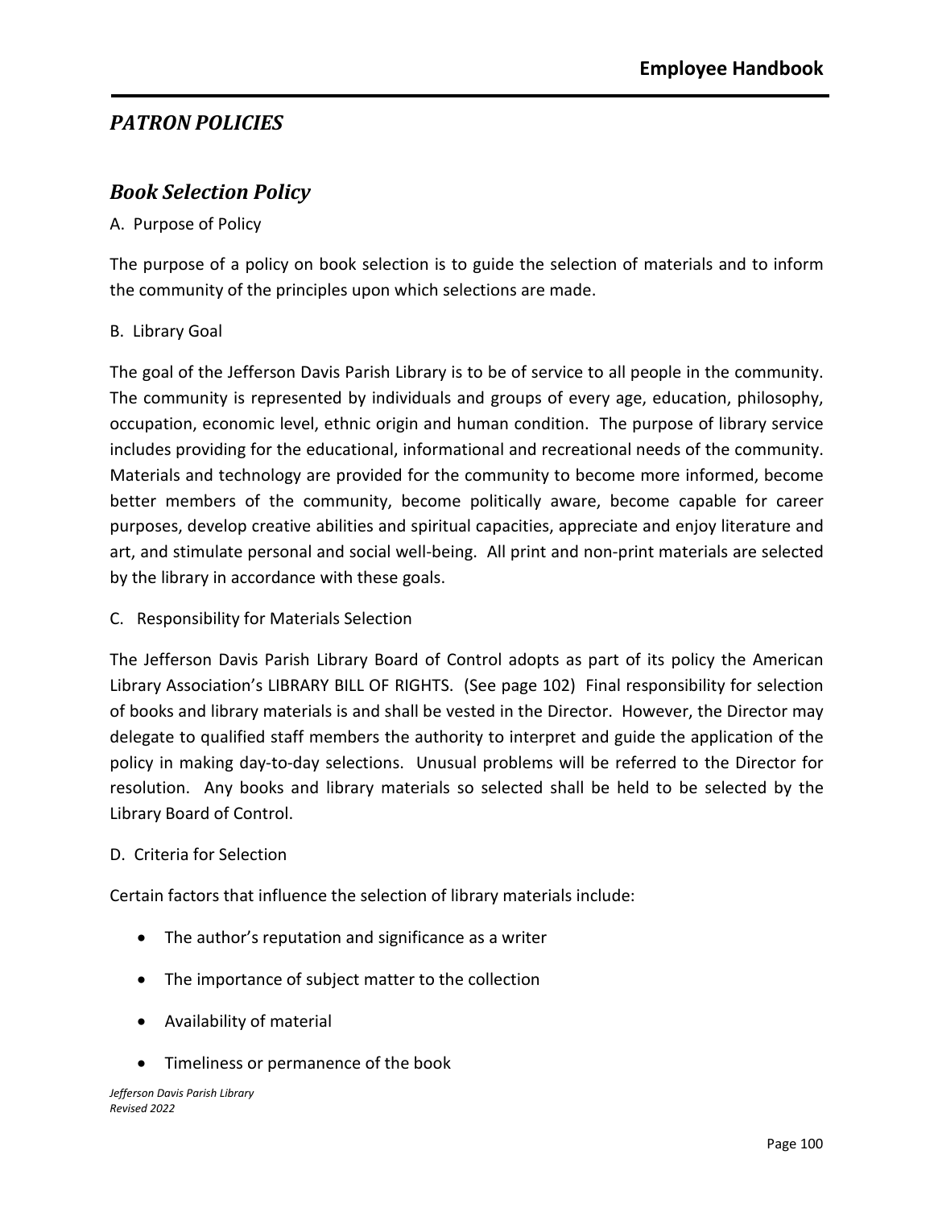## *PATRON POLICIES*

## *Book Selection Policy*

A. Purpose of Policy

The purpose of a policy on book selection is to guide the selection of materials and to inform the community of the principles upon which selections are made.

B. Library Goal

The goal of the Jefferson Davis Parish Library is to be of service to all people in the community. The community is represented by individuals and groups of every age, education, philosophy, occupation, economic level, ethnic origin and human condition. The purpose of library service includes providing for the educational, informational and recreational needs of the community. Materials and technology are provided for the community to become more informed, become better members of the community, become politically aware, become capable for career purposes, develop creative abilities and spiritual capacities, appreciate and enjoy literature and art, and stimulate personal and social well-being. All print and non-print materials are selected by the library in accordance with these goals.

C. Responsibility for Materials Selection

The Jefferson Davis Parish Library Board of Control adopts as part of its policy the American Library Association's LIBRARY BILL OF RIGHTS. (See page 102) Final responsibility for selection of books and library materials is and shall be vested in the Director. However, the Director may delegate to qualified staff members the authority to interpret and guide the application of the policy in making day-to-day selections. Unusual problems will be referred to the Director for resolution. Any books and library materials so selected shall be held to be selected by the Library Board of Control.

D. Criteria for Selection

Certain factors that influence the selection of library materials include:

- The author's reputation and significance as a writer
- The importance of subject matter to the collection
- Availability of material
- Timeliness or permanence of the book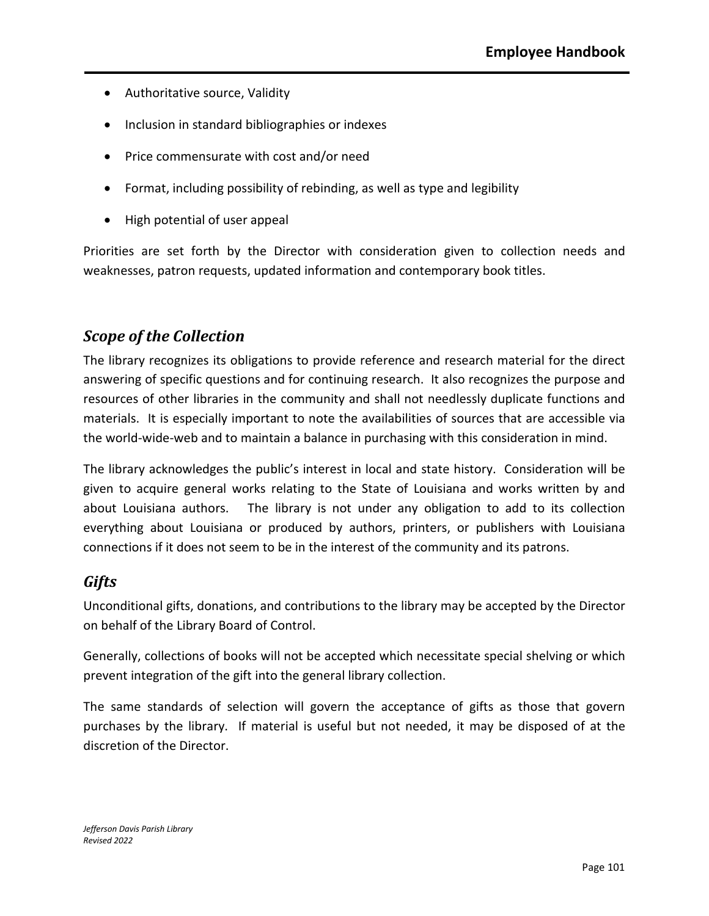- Authoritative source, Validity
- Inclusion in standard bibliographies or indexes
- Price commensurate with cost and/or need
- Format, including possibility of rebinding, as well as type and legibility
- High potential of user appeal

Priorities are set forth by the Director with consideration given to collection needs and weaknesses, patron requests, updated information and contemporary book titles.

## *Scope of the Collection*

The library recognizes its obligations to provide reference and research material for the direct answering of specific questions and for continuing research. It also recognizes the purpose and resources of other libraries in the community and shall not needlessly duplicate functions and materials. It is especially important to note the availabilities of sources that are accessible via the world-wide-web and to maintain a balance in purchasing with this consideration in mind.

The library acknowledges the public's interest in local and state history. Consideration will be given to acquire general works relating to the State of Louisiana and works written by and about Louisiana authors. The library is not under any obligation to add to its collection everything about Louisiana or produced by authors, printers, or publishers with Louisiana connections if it does not seem to be in the interest of the community and its patrons.

## *Gifts*

Unconditional gifts, donations, and contributions to the library may be accepted by the Director on behalf of the Library Board of Control.

Generally, collections of books will not be accepted which necessitate special shelving or which prevent integration of the gift into the general library collection.

The same standards of selection will govern the acceptance of gifts as those that govern purchases by the library. If material is useful but not needed, it may be disposed of at the discretion of the Director.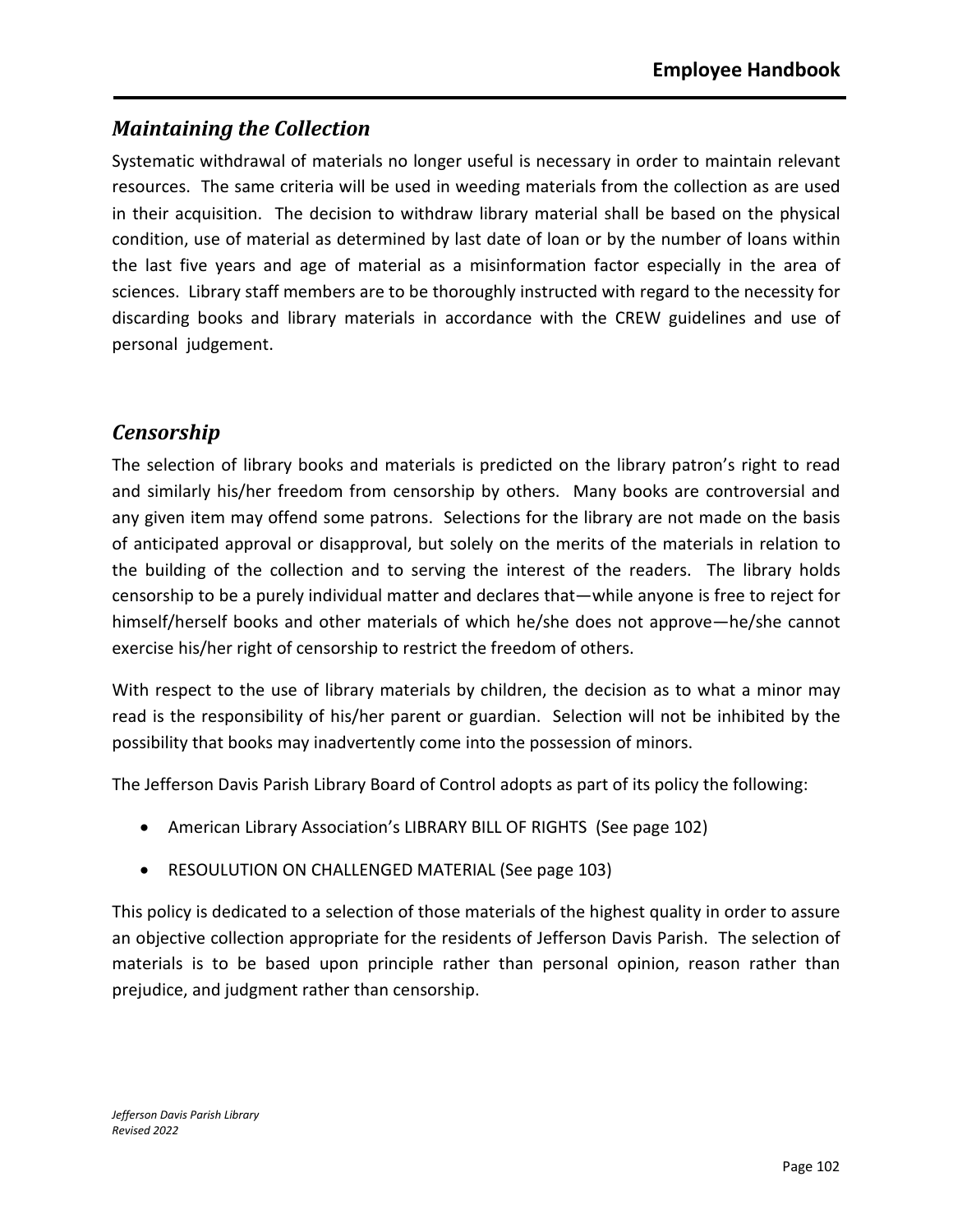## *Maintaining the Collection*

Systematic withdrawal of materials no longer useful is necessary in order to maintain relevant resources. The same criteria will be used in weeding materials from the collection as are used in their acquisition. The decision to withdraw library material shall be based on the physical condition, use of material as determined by last date of loan or by the number of loans within the last five years and age of material as a misinformation factor especially in the area of sciences. Library staff members are to be thoroughly instructed with regard to the necessity for discarding books and library materials in accordance with the CREW guidelines and use of personal judgement.

## *Censorship*

The selection of library books and materials is predicted on the library patron's right to read and similarly his/her freedom from censorship by others. Many books are controversial and any given item may offend some patrons. Selections for the library are not made on the basis of anticipated approval or disapproval, but solely on the merits of the materials in relation to the building of the collection and to serving the interest of the readers. The library holds censorship to be a purely individual matter and declares that—while anyone is free to reject for himself/herself books and other materials of which he/she does not approve—he/she cannot exercise his/her right of censorship to restrict the freedom of others.

With respect to the use of library materials by children, the decision as to what a minor may read is the responsibility of his/her parent or guardian. Selection will not be inhibited by the possibility that books may inadvertently come into the possession of minors.

The Jefferson Davis Parish Library Board of Control adopts as part of its policy the following:

- American Library Association's LIBRARY BILL OF RIGHTS (See page 102)
- RESOULUTION ON CHALLENGED MATERIAL (See page 103)

This policy is dedicated to a selection of those materials of the highest quality in order to assure an objective collection appropriate for the residents of Jefferson Davis Parish. The selection of materials is to be based upon principle rather than personal opinion, reason rather than prejudice, and judgment rather than censorship.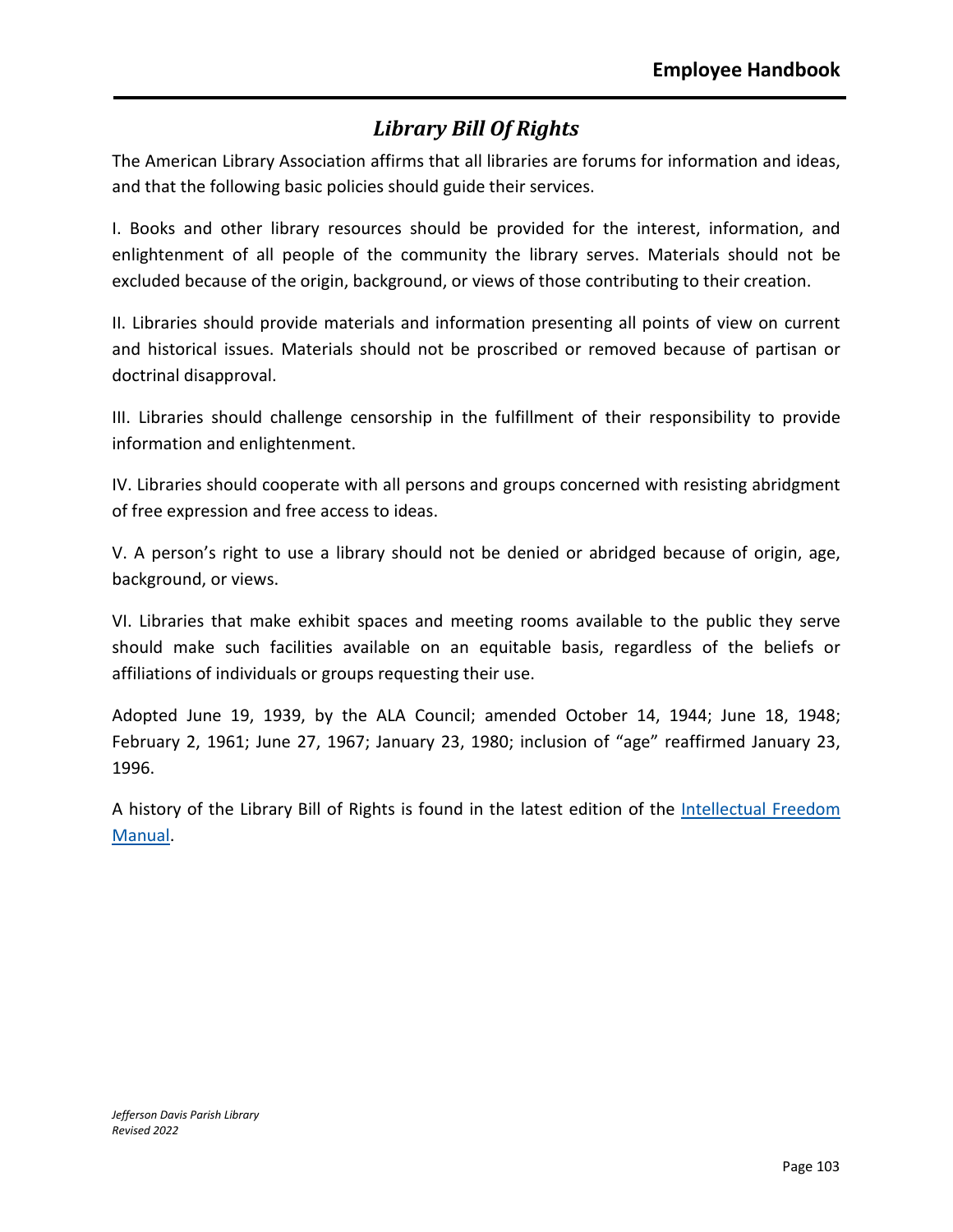# *Library Bill Of Rights*

The American Library Association affirms that all libraries are forums for information and ideas, and that the following basic policies should guide their services.

I. Books and other library resources should be provided for the interest, information, and enlightenment of all people of the community the library serves. Materials should not be excluded because of the origin, background, or views of those contributing to their creation.

II. Libraries should provide materials and information presenting all points of view on current and historical issues. Materials should not be proscribed or removed because of partisan or doctrinal disapproval.

III. Libraries should challenge censorship in the fulfillment of their responsibility to provide information and enlightenment.

IV. Libraries should cooperate with all persons and groups concerned with resisting abridgment of free expression and free access to ideas.

V. A person's right to use a library should not be denied or abridged because of origin, age, background, or views.

VI. Libraries that make exhibit spaces and meeting rooms available to the public they serve should make such facilities available on an equitable basis, regardless of the beliefs or affiliations of individuals or groups requesting their use.

Adopted June 19, 1939, by the ALA Council; amended October 14, 1944; June 18, 1948; February 2, 1961; June 27, 1967; January 23, 1980; inclusion of "age" reaffirmed January 23, 1996.

A history of the Library Bill of Rights is found in the latest edition of the Intellectual Freedom Manual.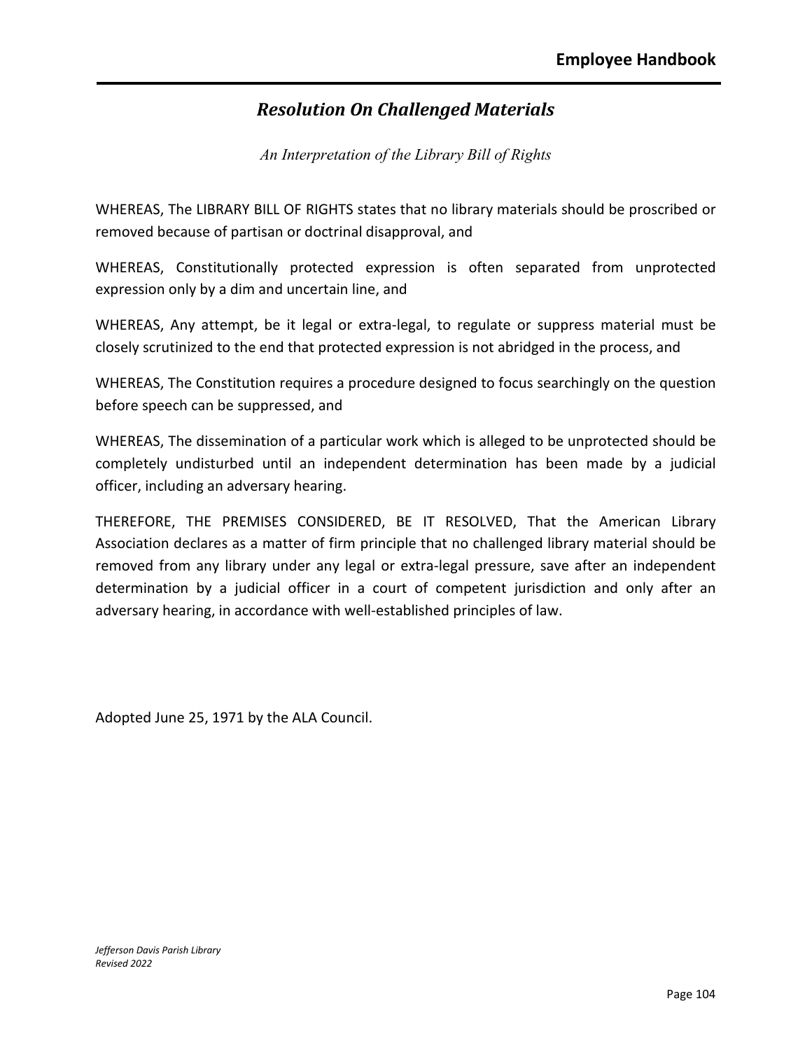# *Resolution On Challenged Materials*

*An Interpretation of the Library Bill of Rights*

WHEREAS, The LIBRARY BILL OF RIGHTS states that no library materials should be proscribed or removed because of partisan or doctrinal disapproval, and

WHEREAS, Constitutionally protected expression is often separated from unprotected expression only by a dim and uncertain line, and

WHEREAS, Any attempt, be it legal or extra-legal, to regulate or suppress material must be closely scrutinized to the end that protected expression is not abridged in the process, and

WHEREAS, The Constitution requires a procedure designed to focus searchingly on the question before speech can be suppressed, and

WHEREAS, The dissemination of a particular work which is alleged to be unprotected should be completely undisturbed until an independent determination has been made by a judicial officer, including an adversary hearing.

THEREFORE, THE PREMISES CONSIDERED, BE IT RESOLVED, That the American Library Association declares as a matter of firm principle that no challenged library material should be removed from any library under any legal or extra-legal pressure, save after an independent determination by a judicial officer in a court of competent jurisdiction and only after an adversary hearing, in accordance with well-established principles of law.

Adopted June 25, 1971 by the ALA Council.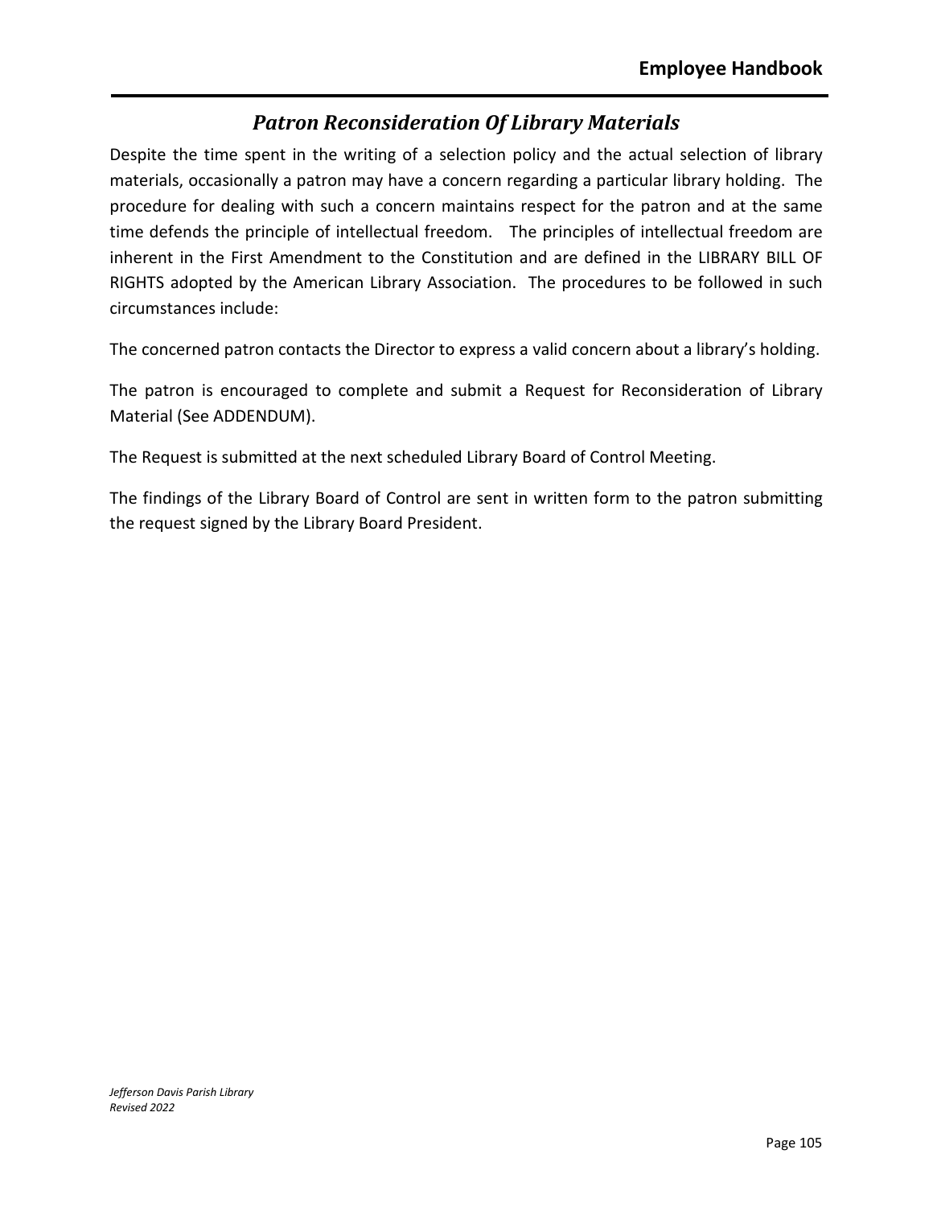## *Patron Reconsideration Of Library Materials*

Despite the time spent in the writing of a selection policy and the actual selection of library materials, occasionally a patron may have a concern regarding a particular library holding. The procedure for dealing with such a concern maintains respect for the patron and at the same time defends the principle of intellectual freedom. The principles of intellectual freedom are inherent in the First Amendment to the Constitution and are defined in the LIBRARY BILL OF RIGHTS adopted by the American Library Association. The procedures to be followed in such circumstances include:

The concerned patron contacts the Director to express a valid concern about a library's holding.

The patron is encouraged to complete and submit a Request for Reconsideration of Library Material (See ADDENDUM).

The Request is submitted at the next scheduled Library Board of Control Meeting.

The findings of the Library Board of Control are sent in written form to the patron submitting the request signed by the Library Board President.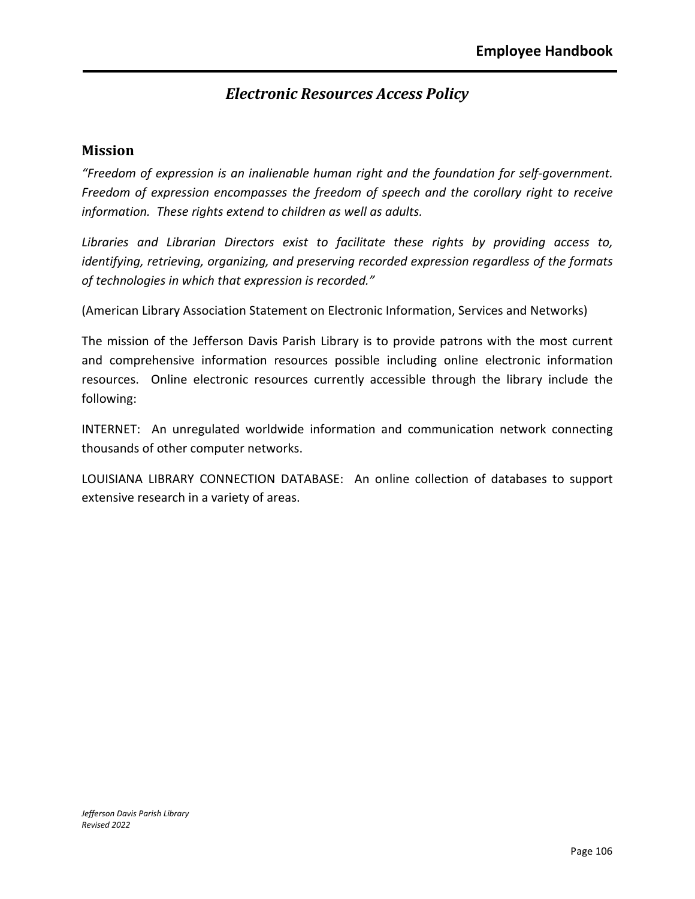## *Electronic Resources Access Policy*

### Mission

*"Freedom of expression is an inalienable human right and the foundation for self-government. Freedom of expression encompasses the freedom of speech and the corollary right to receive information. These rights extend to children as well as adults.*

*Libraries and Librarian Directors exist to facilitate these rights by providing access to, identifying, retrieving, organizing, and preserving recorded expression regardless of the formats of technologies in which that expression is recorded."*

(American Library Association Statement on Electronic Information, Services and Networks)

The mission of the Jefferson Davis Parish Library is to provide patrons with the most current and comprehensive information resources possible including online electronic information resources. Online electronic resources currently accessible through the library include the following:

INTERNET: An unregulated worldwide information and communication network connecting thousands of other computer networks.

LOUISIANA LIBRARY CONNECTION DATABASE: An online collection of databases to support extensive research in a variety of areas.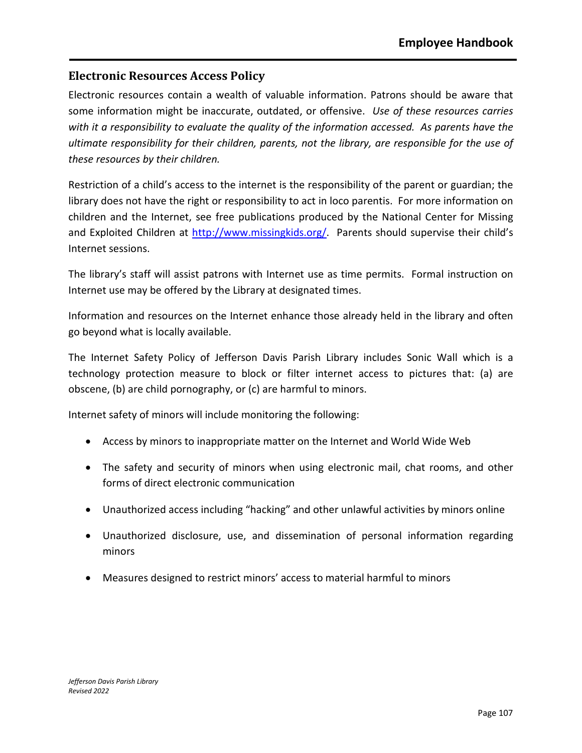## Electronic Resources Access Policy

Electronic resources contain a wealth of valuable information. Patrons should be aware that some information might be inaccurate, outdated, or offensive. *Use of these resources carries with it a responsibility to evaluate the quality of the information accessed. As parents have the ultimate responsibility for their children, parents, not the library, are responsible for the use of these resources by their children.*

Restriction of a child's access to the internet is the responsibility of the parent or guardian; the library does not have the right or responsibility to act in loco parentis. For more information on children and the Internet, see free publications produced by the National Center for Missing and Exploited Children at [http://www.missingkids.org/](http://www.missingkids.org/). Parents should supervise their child's Internet sessions.

The library's staff will assist patrons with Internet use as time permits. Formal instruction on Internet use may be offered by the Library at designated times.

Information and resources on the Internet enhance those already held in the library and often go beyond what is locally available.

The Internet Safety Policy of Jefferson Davis Parish Library includes Sonic Wall which is a technology protection measure to block or filter internet access to pictures that: (a) are obscene, (b) are child pornography, or (c) are harmful to minors.

Internet safety of minors will include monitoring the following:

- Access by minors to inappropriate matter on the Internet and World Wide Web
- The safety and security of minors when using electronic mail, chat rooms, and other forms of direct electronic communication
- Unauthorized access including "hacking" and other unlawful activities by minors online
- Unauthorized disclosure, use, and dissemination of personal information regarding minors
- Measures designed to restrict minors' access to material harmful to minors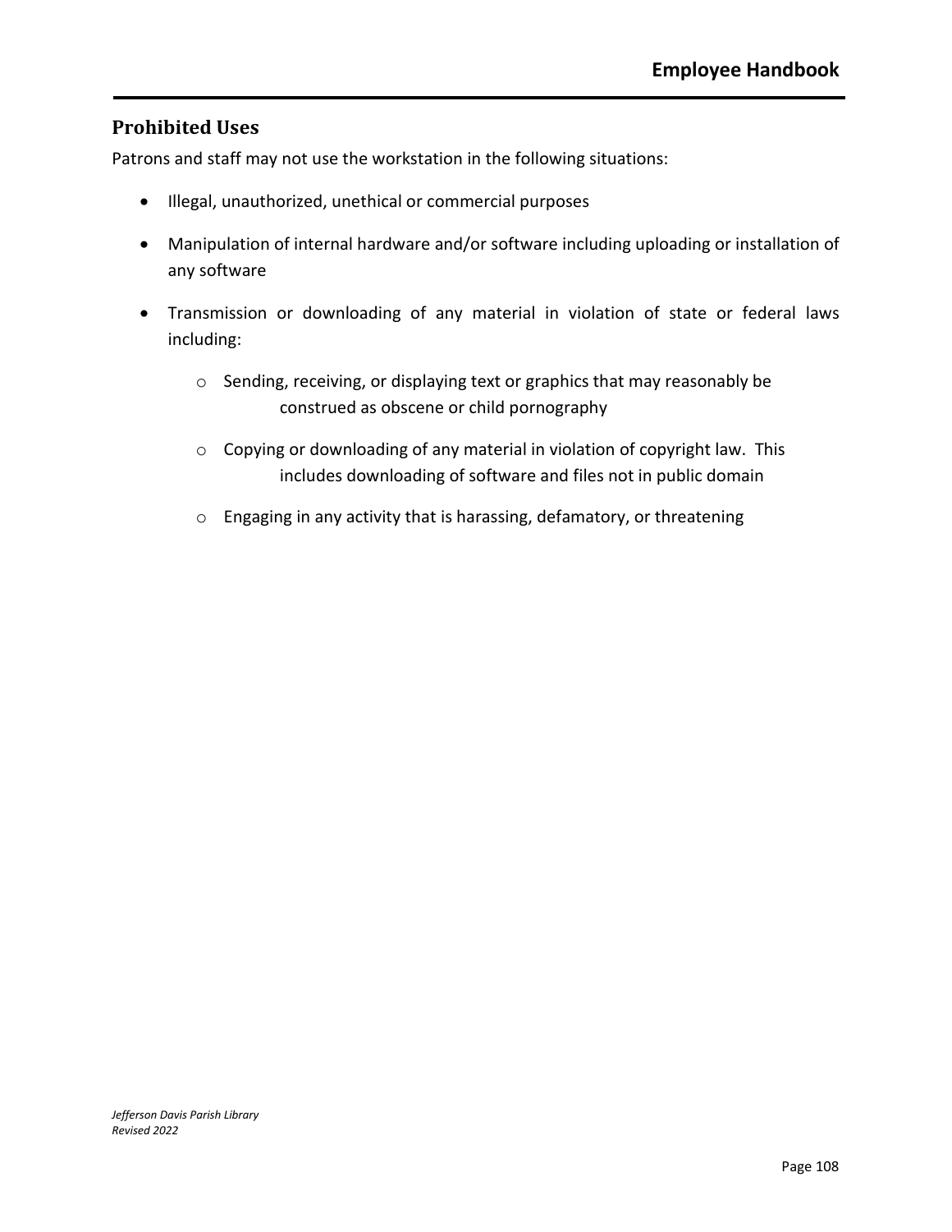## Prohibited Uses

Patrons and staff may not use the workstation in the following situations:

- Illegal, unauthorized, unethical or commercial purposes
- Manipulation of internal hardware and/or software including uploading or installation of any software
- Transmission or downloading of any material in violation of state or federal laws including:
  - Sending, receiving, or displaying text or graphics that may reasonably be construed as obscene or child pornography
  - Copying or downloading of any material in violation of copyright law. This includes downloading of software and files not in public domain
  - Engaging in any activity that is harassing, defamatory, or threatening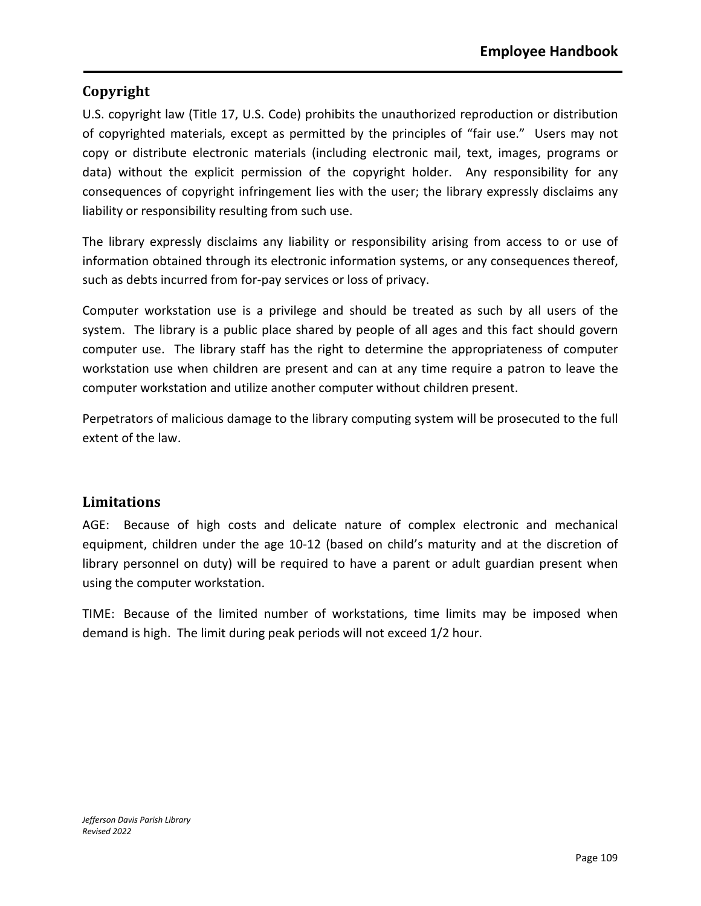## Copyright

U.S. copyright law (Title 17, U.S. Code) prohibits the unauthorized reproduction or distribution of copyrighted materials, except as permitted by the principles of "fair use." Users may not copy or distribute electronic materials (including electronic mail, text, images, programs or data) without the explicit permission of the copyright holder. Any responsibility for any consequences of copyright infringement lies with the user; the library expressly disclaims any liability or responsibility resulting from such use.

The library expressly disclaims any liability or responsibility arising from access to or use of information obtained through its electronic information systems, or any consequences thereof, such as debts incurred from for-pay services or loss of privacy.

Computer workstation use is a privilege and should be treated as such by all users of the system. The library is a public place shared by people of all ages and this fact should govern computer use. The library staff has the right to determine the appropriateness of computer workstation use when children are present and can at any time require a patron to leave the computer workstation and utilize another computer without children present.

Perpetrators of malicious damage to the library computing system will be prosecuted to the full extent of the law.

## Limitations

AGE: Because of high costs and delicate nature of complex electronic and mechanical equipment, children under the age 10-12 (based on child's maturity and at the discretion of library personnel on duty) will be required to have a parent or adult guardian present when using the computer workstation.

TIME: Because of the limited number of workstations, time limits may be imposed when demand is high. The limit during peak periods will not exceed 1/2 hour.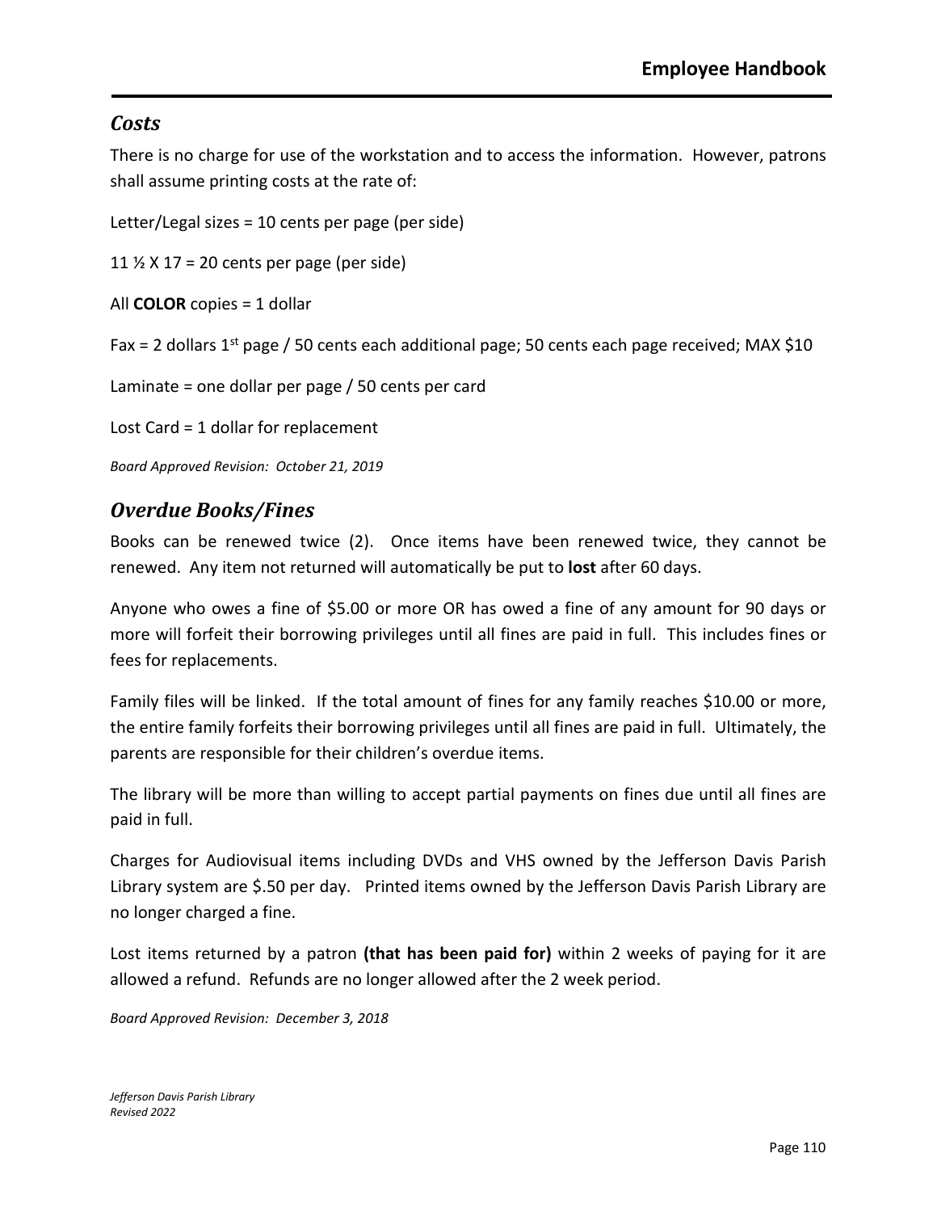## *Costs*

There is no charge for use of the workstation and to access the information. However, patrons shall assume printing costs at the rate of:

Letter/Legal sizes = 10 cents per page (per side)

11 ½ X 17 = 20 cents per page (per side)

All **COLOR** copies = 1 dollar

Fax = 2 dollars 1st page / 50 cents each additional page; 50 cents each page received; MAX $10

Laminate = one dollar per page / 50 cents per card

Lost Card = 1 dollar for replacement

*Board Approved Revision: October 21, 2019*

## *Overdue Books/Fines*

Books can be renewed twice (2). Once items have been renewed twice, they cannot be renewed. Any item not returned will automatically be put to **lost** after 60 days.

Anyone who owes a fine of $5.00 or more OR has owed a fine of any amount for 90 days or more will forfeit their borrowing privileges until all fines are paid in full. This includes fines or fees for replacements.

Family files will be linked. If the total amount of fines for any family reaches $10.00 or more, the entire family forfeits their borrowing privileges until all fines are paid in full. Ultimately, the parents are responsible for their children's overdue items.

The library will be more than willing to accept partial payments on fines due until all fines are paid in full.

Charges for Audiovisual items including DVDs and VHS owned by the Jefferson Davis Parish Library system are $.50 per day. Printed items owned by the Jefferson Davis Parish Library are no longer charged a fine.

Lost items returned by a patron **(that has been paid for)** within 2 weeks of paying for it are allowed a refund. Refunds are no longer allowed after the 2 week period.

*Board Approved Revision: December 3, 2018*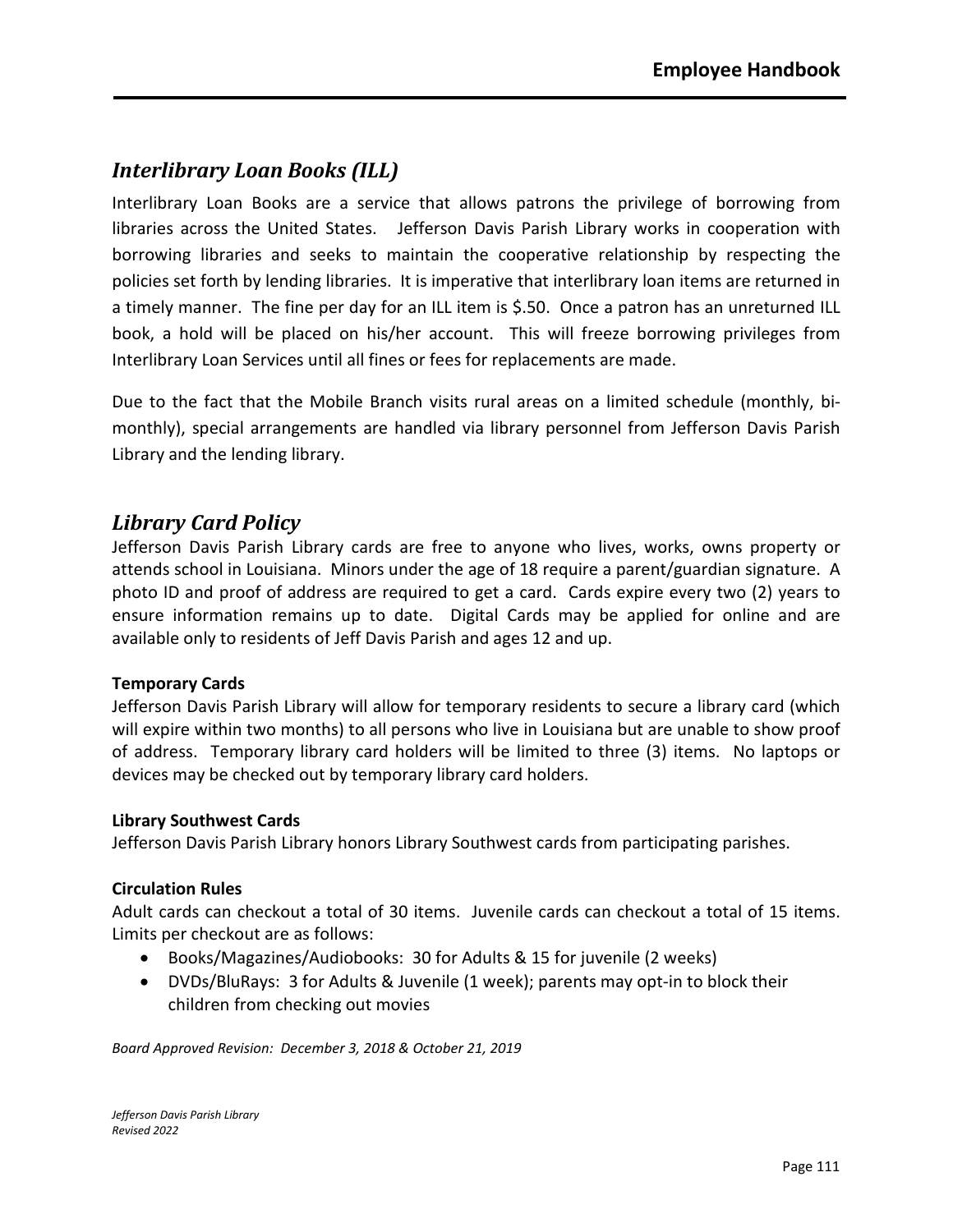## *Interlibrary Loan Books (ILL)*

Interlibrary Loan Books are a service that allows patrons the privilege of borrowing from libraries across the United States. Jefferson Davis Parish Library works in cooperation with borrowing libraries and seeks to maintain the cooperative relationship by respecting the policies set forth by lending libraries. It is imperative that interlibrary loan items are returned in a timely manner. The fine per day for an ILL item is $.50. Once a patron has an unreturned ILL book, a hold will be placed on his/her account. This will freeze borrowing privileges from Interlibrary Loan Services until all fines or fees for replacements are made.

Due to the fact that the Mobile Branch visits rural areas on a limited schedule (monthly, bi-monthly), special arrangements are handled via library personnel from Jefferson Davis Parish Library and the lending library.

## *Library Card Policy*

Jefferson Davis Parish Library cards are free to anyone who lives, works, owns property or attends school in Louisiana. Minors under the age of 18 require a parent/guardian signature. A photo ID and proof of address are required to get a card. Cards expire every two (2) years to ensure information remains up to date. Digital Cards may be applied for online and are available only to residents of Jeff Davis Parish and ages 12 and up.

**Temporary Cards**

Jefferson Davis Parish Library will allow for temporary residents to secure a library card (which will expire within two months) to all persons who live in Louisiana but are unable to show proof of address. Temporary library card holders will be limited to three (3) items. No laptops or devices may be checked out by temporary library card holders.

**Library Southwest Cards**

Jefferson Davis Parish Library honors Library Southwest cards from participating parishes.

**Circulation Rules**

Adult cards can checkout a total of 30 items. Juvenile cards can checkout a total of 15 items. Limits per checkout are as follows:

- Books/Magazines/Audiobooks: 30 for Adults & 15 for juvenile (2 weeks)
- DVDs/BluRays: 3 for Adults & Juvenile (1 week); parents may opt-in to block their children from checking out movies

*Board Approved Revision: December 3, 2018 & October 21, 2019*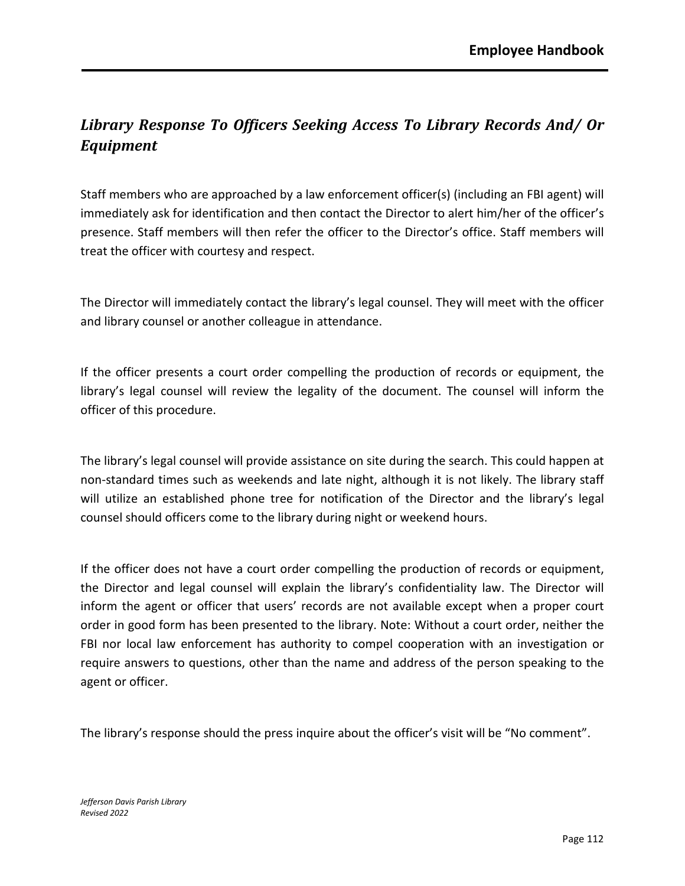## *Library Response To Officers Seeking Access To Library Records And/ Or Equipment*

Staff members who are approached by a law enforcement officer(s) (including an FBI agent) will immediately ask for identification and then contact the Director to alert him/her of the officer's presence. Staff members will then refer the officer to the Director's office. Staff members will treat the officer with courtesy and respect.

The Director will immediately contact the library's legal counsel. They will meet with the officer and library counsel or another colleague in attendance.

If the officer presents a court order compelling the production of records or equipment, the library's legal counsel will review the legality of the document. The counsel will inform the officer of this procedure.

The library's legal counsel will provide assistance on site during the search. This could happen at non-standard times such as weekends and late night, although it is not likely. The library staff will utilize an established phone tree for notification of the Director and the library's legal counsel should officers come to the library during night or weekend hours.

If the officer does not have a court order compelling the production of records or equipment, the Director and legal counsel will explain the library's confidentiality law. The Director will inform the agent or officer that users' records are not available except when a proper court order in good form has been presented to the library. Note: Without a court order, neither the FBI nor local law enforcement has authority to compel cooperation with an investigation or require answers to questions, other than the name and address of the person speaking to the agent or officer.

The library's response should the press inquire about the officer's visit will be "No comment".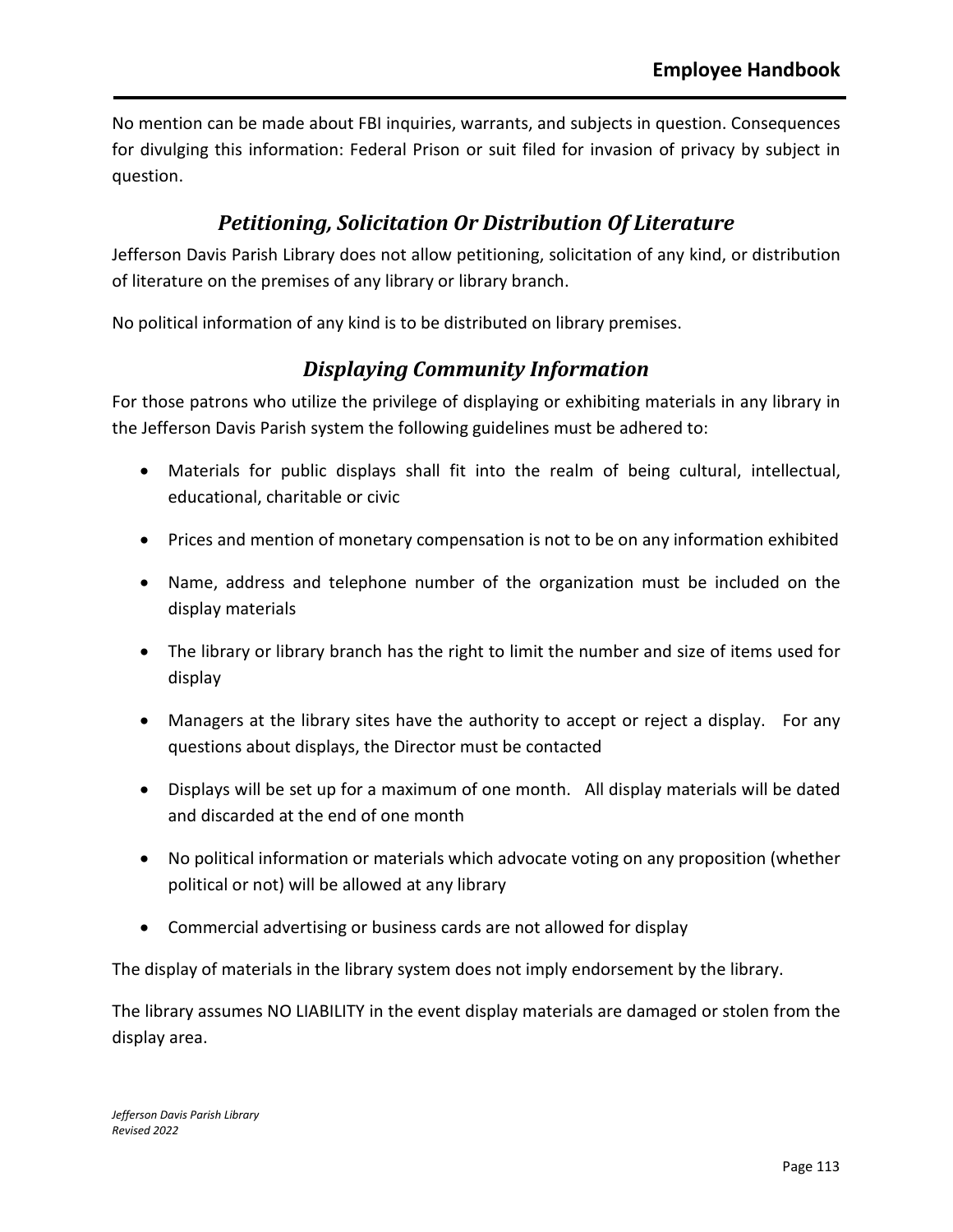No mention can be made about FBI inquiries, warrants, and subjects in question. Consequences for divulging this information: Federal Prison or suit filed for invasion of privacy by subject in question.

## *Petitioning, Solicitation Or Distribution Of Literature*

Jefferson Davis Parish Library does not allow petitioning, solicitation of any kind, or distribution of literature on the premises of any library or library branch.

No political information of any kind is to be distributed on library premises.

## *Displaying Community Information*

For those patrons who utilize the privilege of displaying or exhibiting materials in any library in the Jefferson Davis Parish system the following guidelines must be adhered to:

- Materials for public displays shall fit into the realm of being cultural, intellectual, educational, charitable or civic
- Prices and mention of monetary compensation is not to be on any information exhibited
- Name, address and telephone number of the organization must be included on the display materials
- The library or library branch has the right to limit the number and size of items used for display
- Managers at the library sites have the authority to accept or reject a display. For any questions about displays, the Director must be contacted
- Displays will be set up for a maximum of one month. All display materials will be dated and discarded at the end of one month
- No political information or materials which advocate voting on any proposition (whether political or not) will be allowed at any library
- Commercial advertising or business cards are not allowed for display

The display of materials in the library system does not imply endorsement by the library.

The library assumes NO LIABILITY in the event display materials are damaged or stolen from the display area.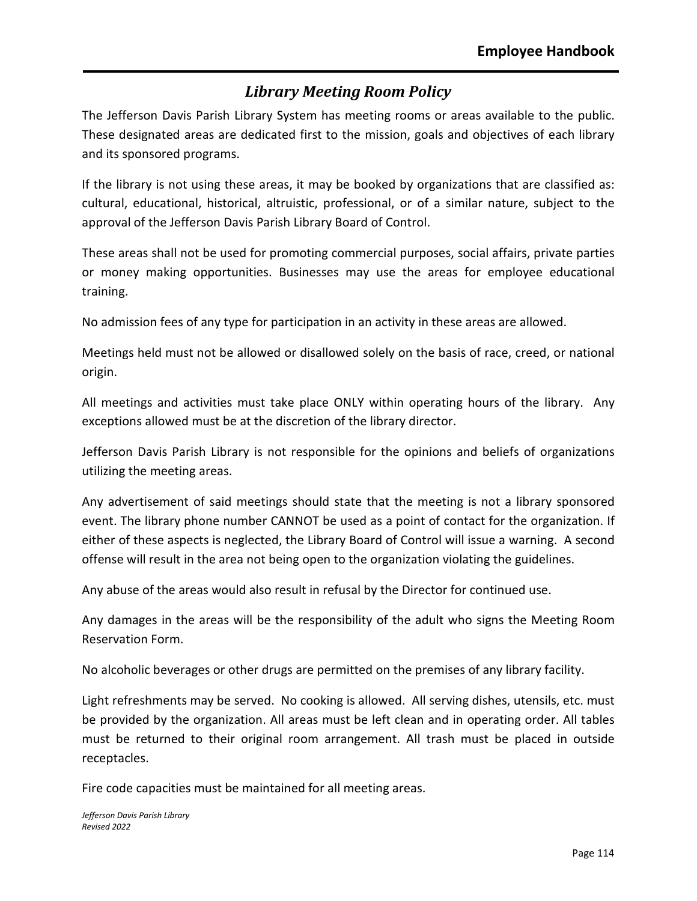## *Library Meeting Room Policy*

The Jefferson Davis Parish Library System has meeting rooms or areas available to the public. These designated areas are dedicated first to the mission, goals and objectives of each library and its sponsored programs.

If the library is not using these areas, it may be booked by organizations that are classified as: cultural, educational, historical, altruistic, professional, or of a similar nature, subject to the approval of the Jefferson Davis Parish Library Board of Control.

These areas shall not be used for promoting commercial purposes, social affairs, private parties or money making opportunities. Businesses may use the areas for employee educational training.

No admission fees of any type for participation in an activity in these areas are allowed.

Meetings held must not be allowed or disallowed solely on the basis of race, creed, or national origin.

All meetings and activities must take place ONLY within operating hours of the library. Any exceptions allowed must be at the discretion of the library director.

Jefferson Davis Parish Library is not responsible for the opinions and beliefs of organizations utilizing the meeting areas.

Any advertisement of said meetings should state that the meeting is not a library sponsored event. The library phone number CANNOT be used as a point of contact for the organization. If either of these aspects is neglected, the Library Board of Control will issue a warning. A second offense will result in the area not being open to the organization violating the guidelines.

Any abuse of the areas would also result in refusal by the Director for continued use.

Any damages in the areas will be the responsibility of the adult who signs the Meeting Room Reservation Form.

No alcoholic beverages or other drugs are permitted on the premises of any library facility.

Light refreshments may be served. No cooking is allowed. All serving dishes, utensils, etc. must be provided by the organization. All areas must be left clean and in operating order. All tables must be returned to their original room arrangement. All trash must be placed in outside receptacles.

Fire code capacities must be maintained for all meeting areas.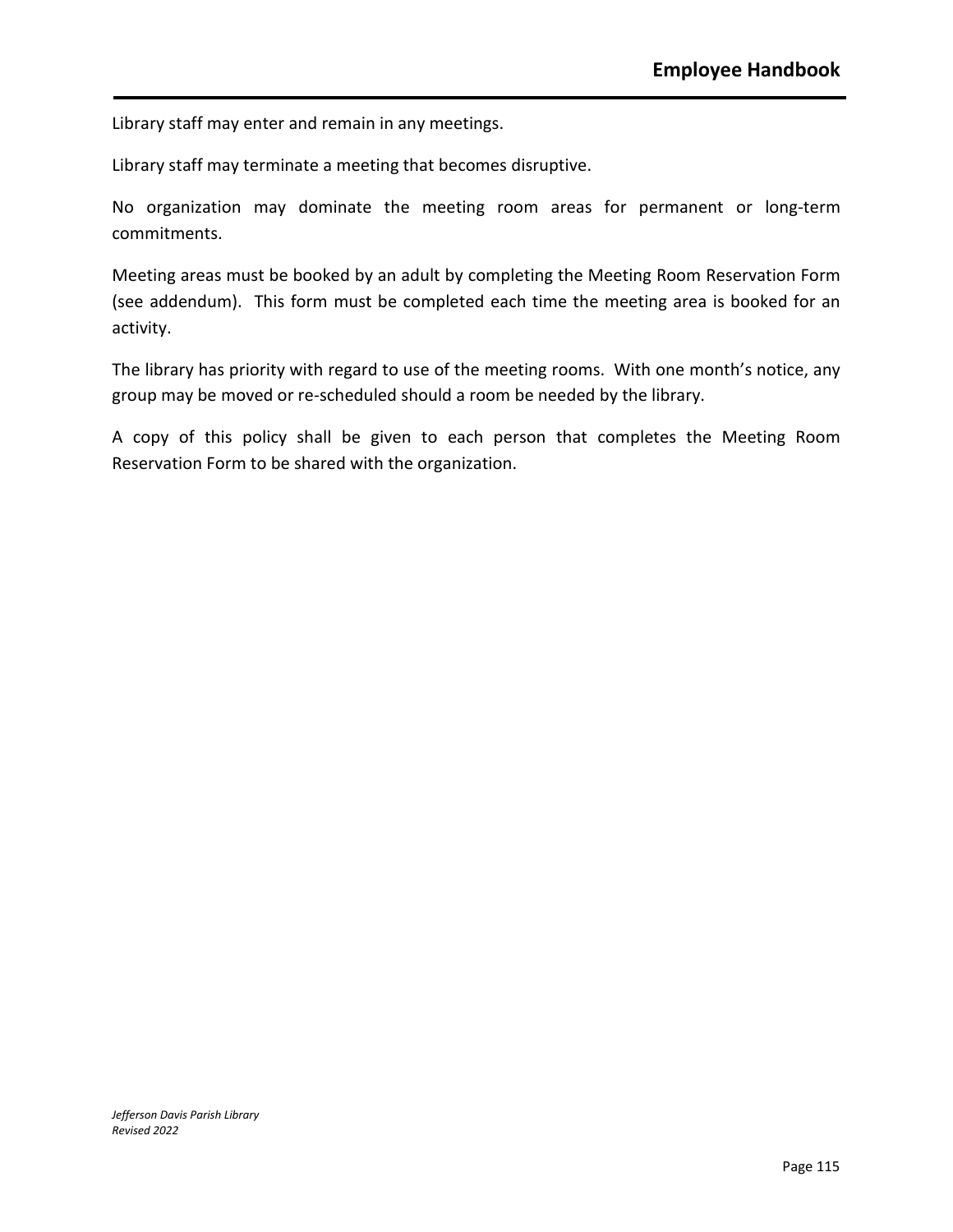Library staff may enter and remain in any meetings.

Library staff may terminate a meeting that becomes disruptive.

No organization may dominate the meeting room areas for permanent or long-term commitments.

Meeting areas must be booked by an adult by completing the Meeting Room Reservation Form (see addendum). This form must be completed each time the meeting area is booked for an activity.

The library has priority with regard to use of the meeting rooms. With one month's notice, any group may be moved or re-scheduled should a room be needed by the library.

A copy of this policy shall be given to each person that completes the Meeting Room Reservation Form to be shared with the organization.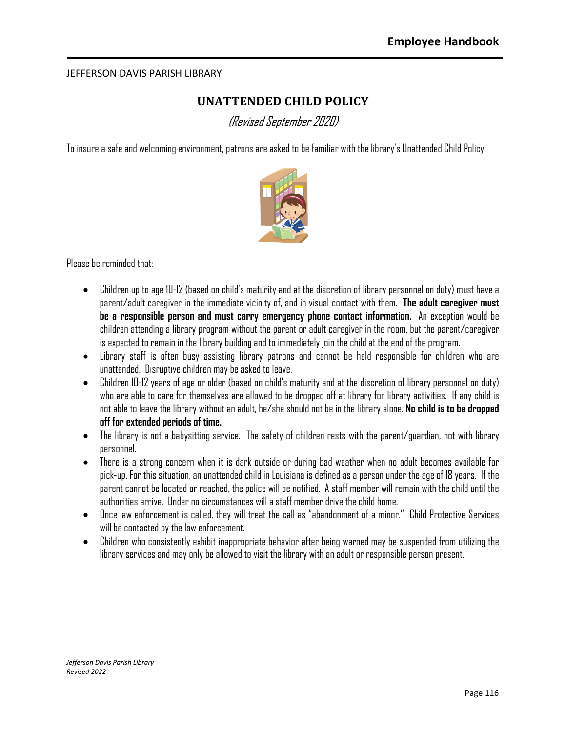JEFFERSON DAVIS PARISH LIBRARY

# UNATTENDED CHILD POLICY

*(Revised September 2020)*

To insure a safe and welcoming environment, patrons are asked to be familiar with the library's Unattended Child Policy.

Please be reminded that:

- Children up to age 10-12 (based on child's maturity and at the discretion of library personnel on duty) must have a parent/adult caregiver in the immediate vicinity of, and in visual contact with them. **The adult caregiver must be a responsible person and must carry emergency phone contact information.** An exception would be children attending a library program without the parent or adult caregiver in the room, but the parent/caregiver is expected to remain in the library building and to immediately join the child at the end of the program.
- Library staff is often busy assisting library patrons and cannot be held responsible for children who are unattended. Disruptive children may be asked to leave.
- Children 10-12 years of age or older (based on child's maturity and at the discretion of library personnel on duty) who are able to care for themselves are allowed to be dropped off at library for library activities. If any child is not able to leave the library without an adult, he/she should not be in the library alone. **No child is to be dropped off for extended periods of time.**
- The library is not a babysitting service. The safety of children rests with the parent/guardian, not with library personnel.
- There is a strong concern when it is dark outside or during bad weather when no adult becomes available for pick-up. For this situation, an unattended child in Louisiana is defined as a person under the age of 18 years. If the parent cannot be located or reached, the police will be notified. A staff member will remain with the child until the authorities arrive. Under no circumstances will a staff member drive the child home.
- Once law enforcement is called, they will treat the call as "abandonment of a minor." Child Protective Services will be contacted by the law enforcement.
- Children who consistently exhibit inappropriate behavior after being warned may be suspended from utilizing the library services and may only be allowed to visit the library with an adult or responsible person present.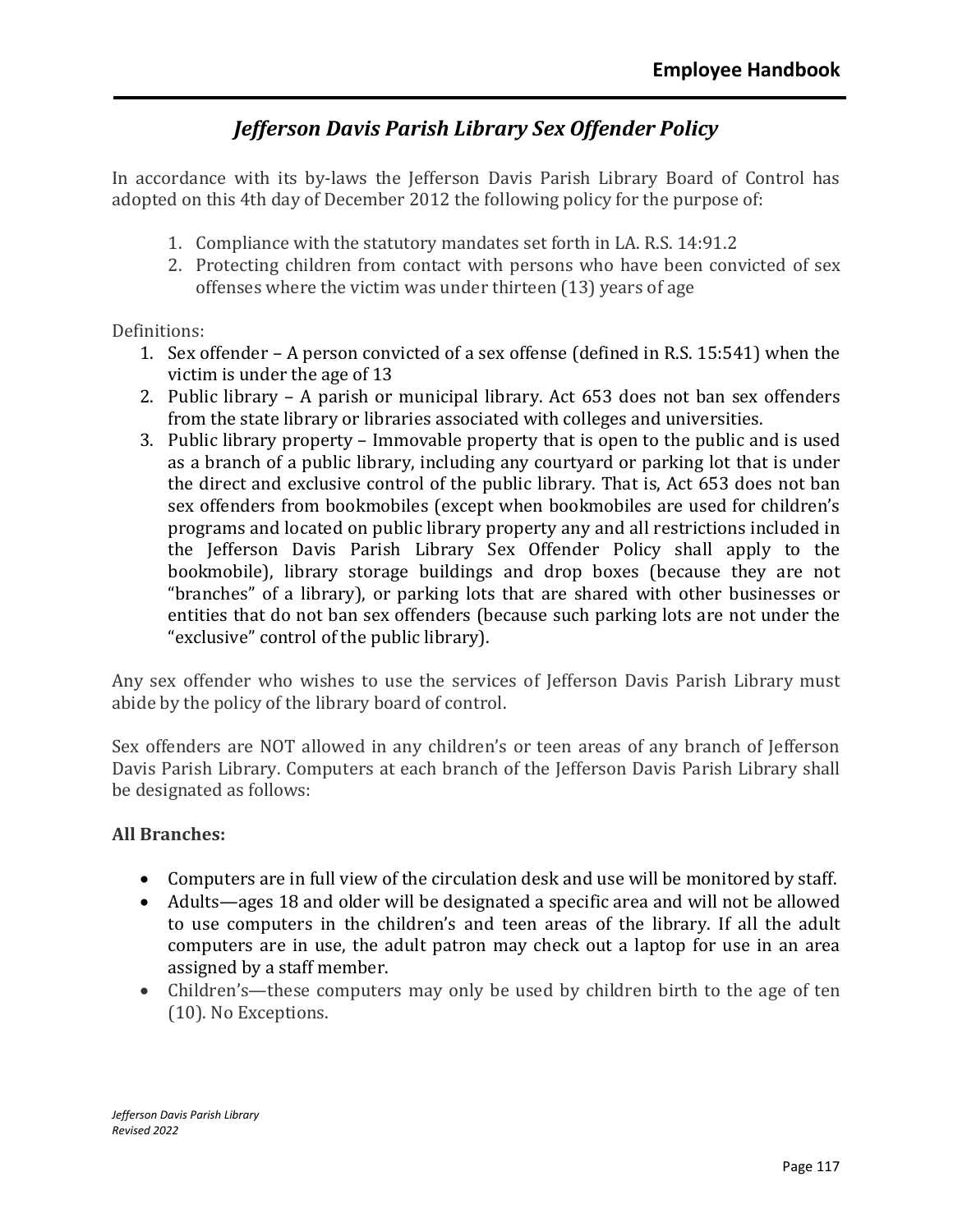## *Jefferson Davis Parish Library Sex Offender Policy*

In accordance with its by-laws the Jefferson Davis Parish Library Board of Control has adopted on this 4th day of December 2012 the following policy for the purpose of:

1. Compliance with the statutory mandates set forth in LA. R.S. 14:91.2
2. Protecting children from contact with persons who have been convicted of sex offenses where the victim was under thirteen (13) years of age

Definitions:

1. Sex offender – A person convicted of a sex offense (defined in R.S. 15:541) when the victim is under the age of 13
2. Public library – A parish or municipal library. Act 653 does not ban sex offenders from the state library or libraries associated with colleges and universities.
3. Public library property – Immovable property that is open to the public and is used as a branch of a public library, including any courtyard or parking lot that is under the direct and exclusive control of the public library. That is, Act 653 does not ban sex offenders from bookmobiles (except when bookmobiles are used for children's programs and located on public library property any and all restrictions included in the Jefferson Davis Parish Library Sex Offender Policy shall apply to the bookmobile), library storage buildings and drop boxes (because they are not "branches" of a library), or parking lots that are shared with other businesses or entities that do not ban sex offenders (because such parking lots are not under the "exclusive" control of the public library).

Any sex offender who wishes to use the services of Jefferson Davis Parish Library must abide by the policy of the library board of control.

Sex offenders are NOT allowed in any children's or teen areas of any branch of Jefferson Davis Parish Library. Computers at each branch of the Jefferson Davis Parish Library shall be designated as follows:

**All Branches:**

- Computers are in full view of the circulation desk and use will be monitored by staff.
- Adults—ages 18 and older will be designated a specific area and will not be allowed to use computers in the children's and teen areas of the library. If all the adult computers are in use, the adult patron may check out a laptop for use in an area assigned by a staff member.
- Children's—these computers may only be used by children birth to the age of ten (10). No Exceptions.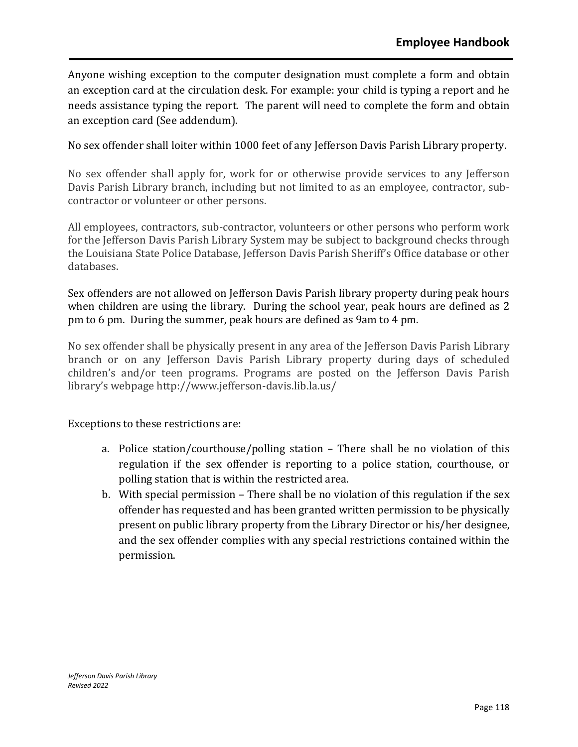Anyone wishing exception to the computer designation must complete a form and obtain an exception card at the circulation desk. For example: your child is typing a report and he needs assistance typing the report. The parent will need to complete the form and obtain an exception card (See addendum).

No sex offender shall loiter within 1000 feet of any Jefferson Davis Parish Library property.

No sex offender shall apply for, work for or otherwise provide services to any Jefferson Davis Parish Library branch, including but not limited to as an employee, contractor, sub-contractor or volunteer or other persons.

All employees, contractors, sub-contractor, volunteers or other persons who perform work for the Jefferson Davis Parish Library System may be subject to background checks through the Louisiana State Police Database, Jefferson Davis Parish Sheriff's Office database or other databases.

Sex offenders are not allowed on Jefferson Davis Parish library property during peak hours when children are using the library. During the school year, peak hours are defined as 2 pm to 6 pm. During the summer, peak hours are defined as 9am to 4 pm.

No sex offender shall be physically present in any area of the Jefferson Davis Parish Library branch or on any Jefferson Davis Parish Library property during days of scheduled children's and/or teen programs. Programs are posted on the Jefferson Davis Parish library's webpage http://www.jefferson-davis.lib.la.us/

Exceptions to these restrictions are:

a. Police station/courthouse/polling station – There shall be no violation of this regulation if the sex offender is reporting to a police station, courthouse, or polling station that is within the restricted area.
b. With special permission – There shall be no violation of this regulation if the sex offender has requested and has been granted written permission to be physically present on public library property from the Library Director or his/her designee, and the sex offender complies with any special restrictions contained within the permission.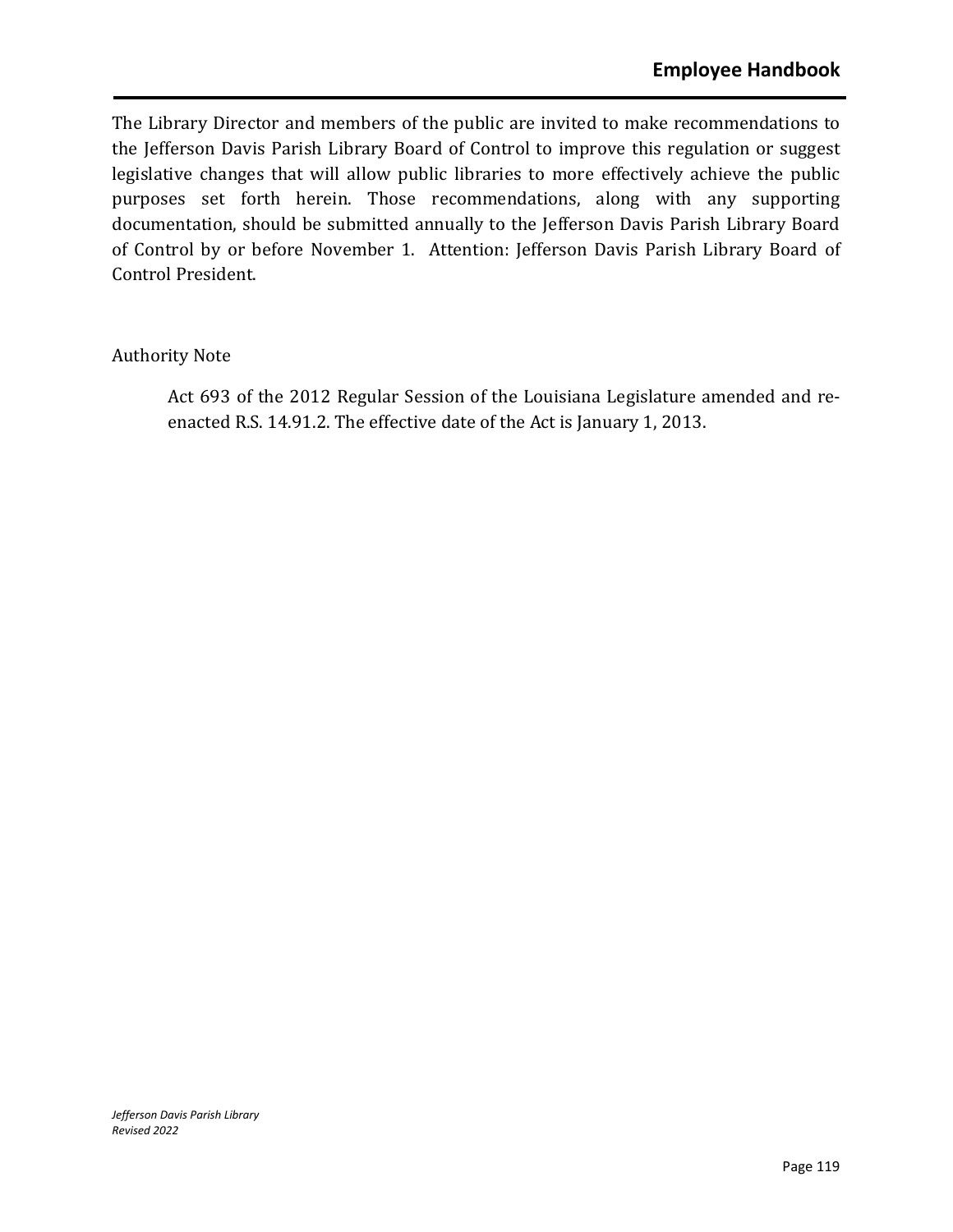The Library Director and members of the public are invited to make recommendations to the Jefferson Davis Parish Library Board of Control to improve this regulation or suggest legislative changes that will allow public libraries to more effectively achieve the public purposes set forth herein. Those recommendations, along with any supporting documentation, should be submitted annually to the Jefferson Davis Parish Library Board of Control by or before November 1. Attention: Jefferson Davis Parish Library Board of Control President.

Authority Note

> Act 693 of the 2012 Regular Session of the Louisiana Legislature amended and re-enacted R.S. 14.91.2. The effective date of the Act is January 1, 2013.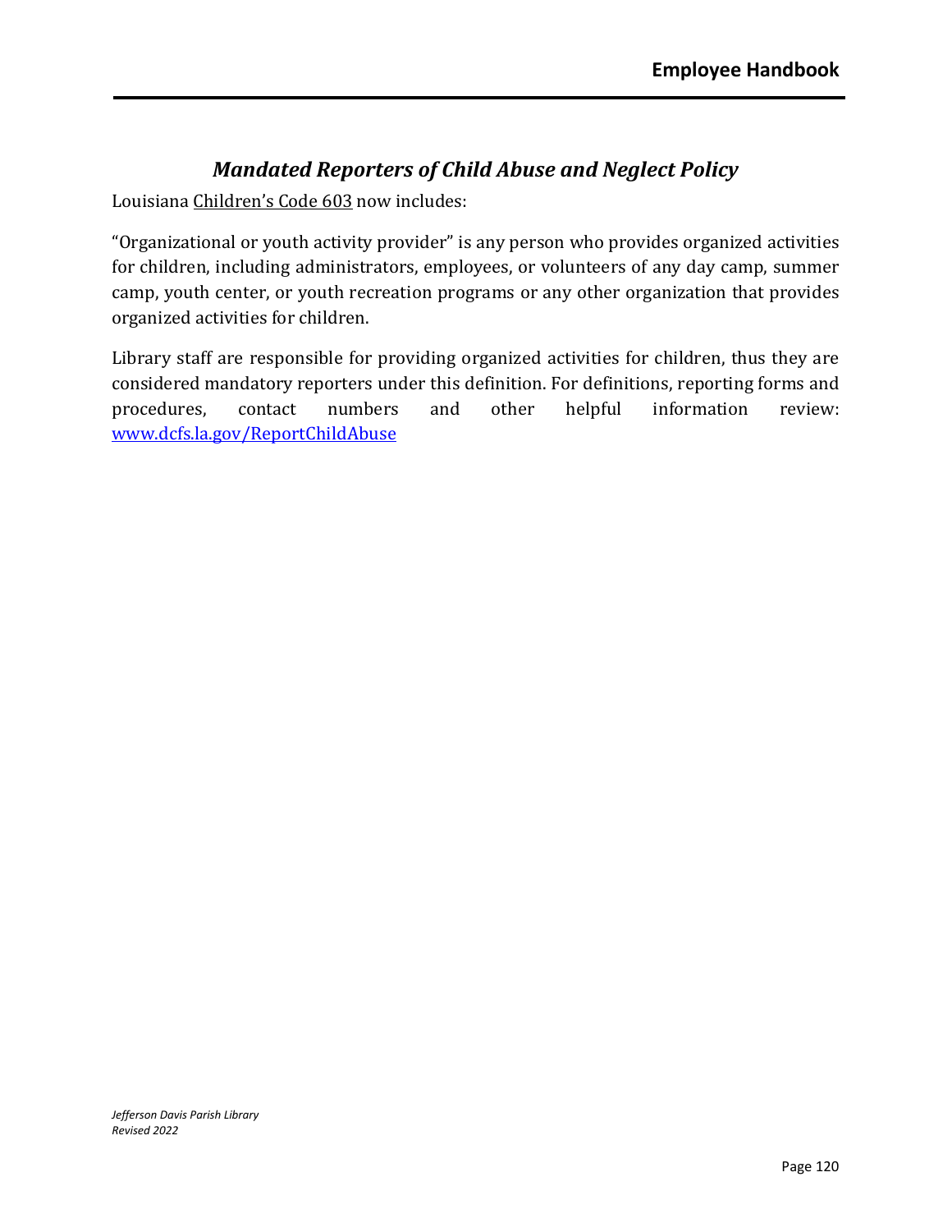## *Mandated Reporters of Child Abuse and Neglect Policy*

Louisiana Children's Code 603 now includes:

"Organizational or youth activity provider" is any person who provides organized activities for children, including administrators, employees, or volunteers of any day camp, summer camp, youth center, or youth recreation programs or any other organization that provides organized activities for children.

Library staff are responsible for providing organized activities for children, thus they are considered mandatory reporters under this definition. For definitions, reporting forms and procedures, contact numbers and other helpful information review: [www.dcfs.la.gov/ReportChildAbuse](http://www.dcfs.la.gov/ReportChildAbuse)